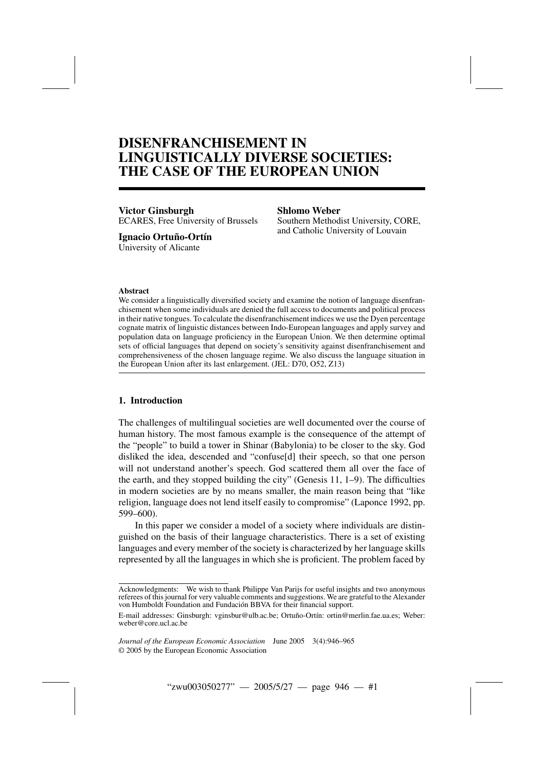# DISENFRANCHISEMENT IN LINGUISTICALLY DIVERSE SOCIETIES: THE CASE OF THE EUROPEAN UNION

**Victor Ginsburgh**
ECARES, Free University of Brussels

**Ignacio Ortuño-Ortín**
University of Alicante

**Shlomo Weber**
Southern Methodist University, CORE, and Catholic University of Louvain

**Abstract**

We consider a linguistically diversified society and examine the notion of language disenfranchisement when some individuals are denied the full access to documents and political process in their native tongues. To calculate the disenfranchisement indices we use the Dyen percentage cognate matrix of linguistic distances between Indo-European languages and apply survey and population data on language proficiency in the European Union. We then determine optimal sets of official languages that depend on society's sensitivity against disenfranchisement and comprehensiveness of the chosen language regime. We also discuss the language situation in the European Union after its last enlargement. (JEL: D70, O52, Z13)

## 1. Introduction

The challenges of multilingual societies are well documented over the course of human history. The most famous example is the consequence of the attempt of the "people" to build a tower in Shinar (Babylonia) to be closer to the sky. God disliked the idea, descended and "confuse[d] their speech, so that one person will not understand another's speech. God scattered them all over the face of the earth, and they stopped building the city" (Genesis 11, 1–9). The difficulties in modern societies are by no means smaller, the main reason being that "like religion, language does not lend itself easily to compromise" (Laponce 1992, pp. 599–600).

In this paper we consider a model of a society where individuals are distinguished on the basis of their language characteristics. There is a set of existing languages and every member of the society is characterized by her language skills represented by all the languages in which she is proficient. The problem faced by

Acknowledgments: We wish to thank Philippe Van Parijs for useful insights and two anonymous referees of this journal for very valuable comments and suggestions. We are grateful to the Alexander von Humboldt Foundation and Fundación BBVA for their financial support.

E-mail addresses: Ginsburgh: vginsbur@ulb.ac.be; Ortuño-Ortín: ortin@merlin.fae.ua.es; Weber: weber@core.ucl.ac.be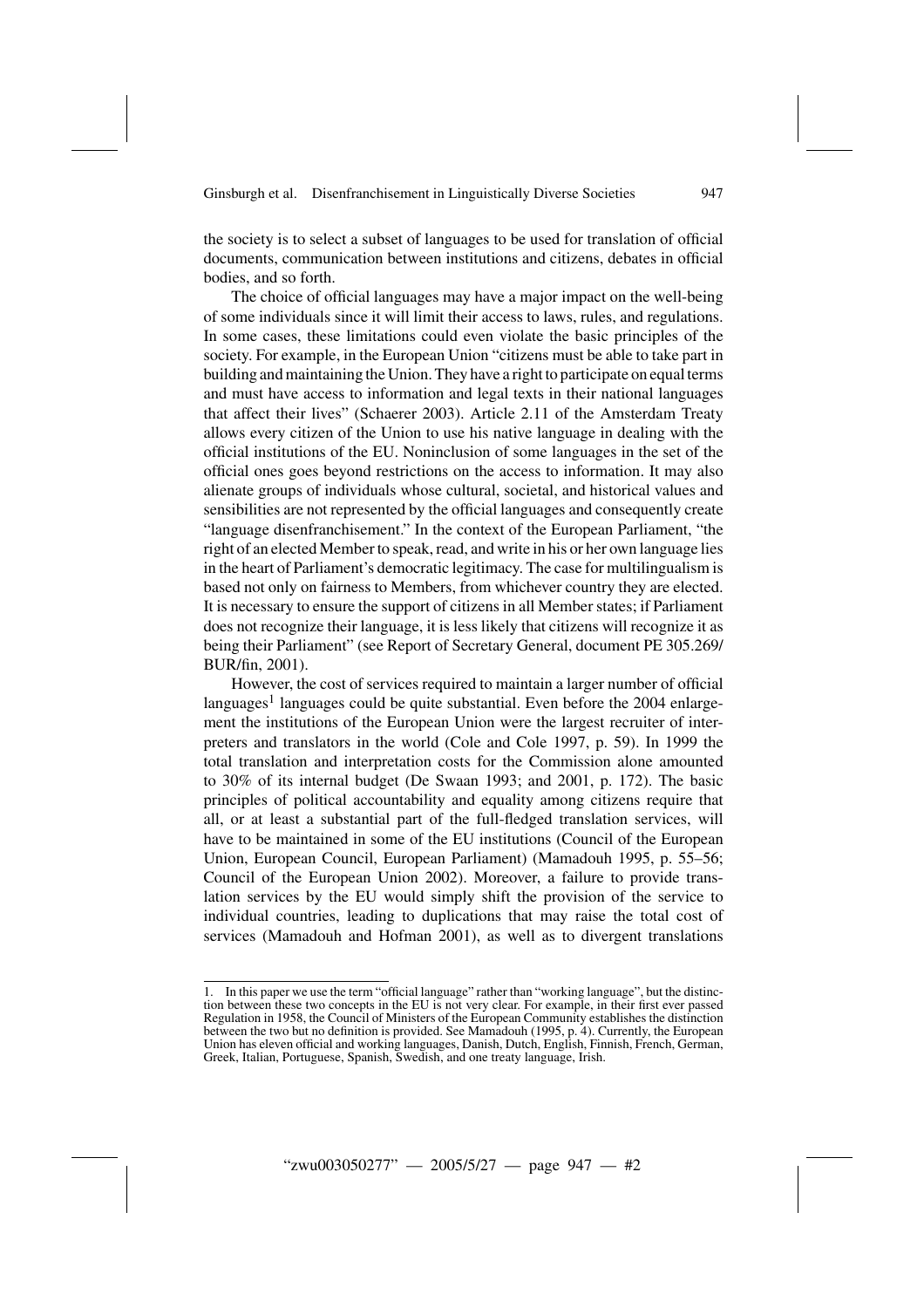the society is to select a subset of languages to be used for translation of official documents, communication between institutions and citizens, debates in official bodies, and so forth.

The choice of official languages may have a major impact on the well-being of some individuals since it will limit their access to laws, rules, and regulations. In some cases, these limitations could even violate the basic principles of the society. For example, in the European Union "citizens must be able to take part in building and maintaining the Union. They have a right to participate on equal terms and must have access to information and legal texts in their national languages that affect their lives" (Schaerer 2003). Article 2.11 of the Amsterdam Treaty allows every citizen of the Union to use his native language in dealing with the official institutions of the EU. Noninclusion of some languages in the set of the official ones goes beyond restrictions on the access to information. It may also alienate groups of individuals whose cultural, societal, and historical values and sensibilities are not represented by the official languages and consequently create "language disenfranchisement." In the context of the European Parliament, "the right of an elected Member to speak, read, and write in his or her own language lies in the heart of Parliament's democratic legitimacy. The case for multilingualism is based not only on fairness to Members, from whichever country they are elected. It is necessary to ensure the support of citizens in all Member states; if Parliament does not recognize their language, it is less likely that citizens will recognize it as being their Parliament" (see Report of Secretary General, document PE 305.269/BUR/fin, 2001).

However, the cost of services required to maintain a larger number of official languages[1] languages could be quite substantial. Even before the 2004 enlargement the institutions of the European Union were the largest recruiter of interpreters and translators in the world (Cole and Cole 1997, p. 59). In 1999 the total translation and interpretation costs for the Commission alone amounted to 30% of its internal budget (De Swaan 1993; and 2001, p. 172). The basic principles of political accountability and equality among citizens require that all, or at least a substantial part of the full-fledged translation services, will have to be maintained in some of the EU institutions (Council of the European Union, European Council, European Parliament) (Mamadouh 1995, p. 55–56; Council of the European Union 2002). Moreover, a failure to provide translation services by the EU would simply shift the provision of the service to individual countries, leading to duplications that may raise the total cost of services (Mamadouh and Hofman 2001), as well as to divergent translations

---

1. In this paper we use the term "official language" rather than "working language", but the distinction between these two concepts in the EU is not very clear. For example, in their first ever passed Regulation in 1958, the Council of Ministers of the European Community establishes the distinction between the two but no definition is provided. See Mamadouh (1995, p. 4). Currently, the European Union has eleven official and working languages, Danish, Dutch, English, Finnish, French, German, Greek, Italian, Portuguese, Spanish, Swedish, and one treaty language, Irish.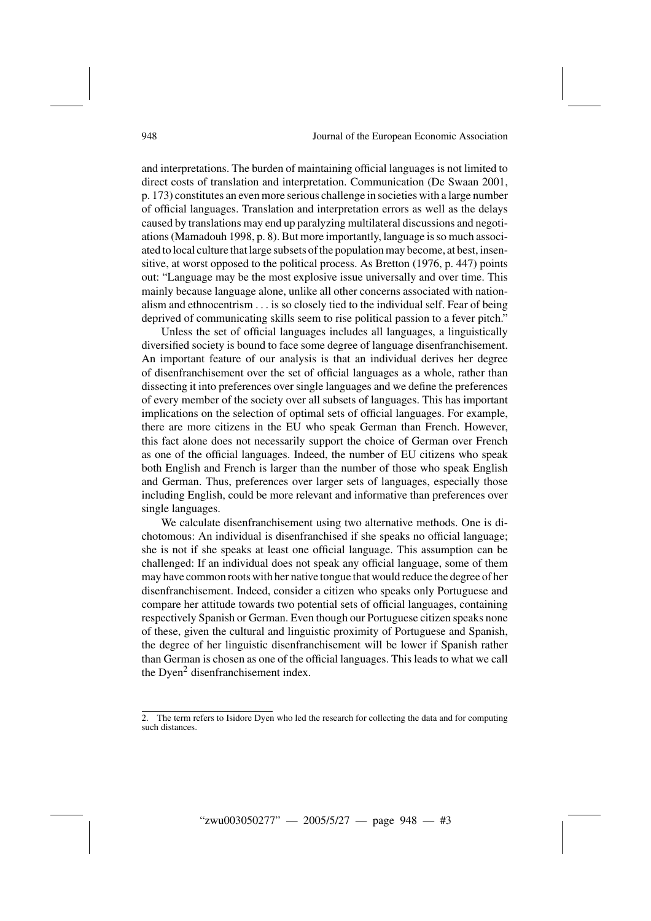and interpretations. The burden of maintaining official languages is not limited to direct costs of translation and interpretation. Communication (De Swaan 2001, p. 173) constitutes an even more serious challenge in societies with a large number of official languages. Translation and interpretation errors as well as the delays caused by translations may end up paralyzing multilateral discussions and negotiations (Mamadouh 1998, p. 8). But more importantly, language is so much associated to local culture that large subsets of the population may become, at best, insensitive, at worst opposed to the political process. As Bretton (1976, p. 447) points out: "Language may be the most explosive issue universally and over time. This mainly because language alone, unlike all other concerns associated with nationalism and ethnocentrism . . . is so closely tied to the individual self. Fear of being deprived of communicating skills seem to rise political passion to a fever pitch."

Unless the set of official languages includes all languages, a linguistically diversified society is bound to face some degree of language disenfranchisement. An important feature of our analysis is that an individual derives her degree of disenfranchisement over the set of official languages as a whole, rather than dissecting it into preferences over single languages and we define the preferences of every member of the society over all subsets of languages. This has important implications on the selection of optimal sets of official languages. For example, there are more citizens in the EU who speak German than French. However, this fact alone does not necessarily support the choice of German over French as one of the official languages. Indeed, the number of EU citizens who speak both English and French is larger than the number of those who speak English and German. Thus, preferences over larger sets of languages, especially those including English, could be more relevant and informative than preferences over single languages.

We calculate disenfranchisement using two alternative methods. One is dichotomous: An individual is disenfranchised if she speaks no official language; she is not if she speaks at least one official language. This assumption can be challenged: If an individual does not speak any official language, some of them may have common roots with her native tongue that would reduce the degree of her disenfranchisement. Indeed, consider a citizen who speaks only Portuguese and compare her attitude towards two potential sets of official languages, containing respectively Spanish or German. Even though our Portuguese citizen speaks none of these, given the cultural and linguistic proximity of Portuguese and Spanish, the degree of her linguistic disenfranchisement will be lower if Spanish rather than German is chosen as one of the official languages. This leads to what we call the Dyen[2] disenfranchisement index.

2. The term refers to Isidore Dyen who led the research for collecting the data and for computing such distances.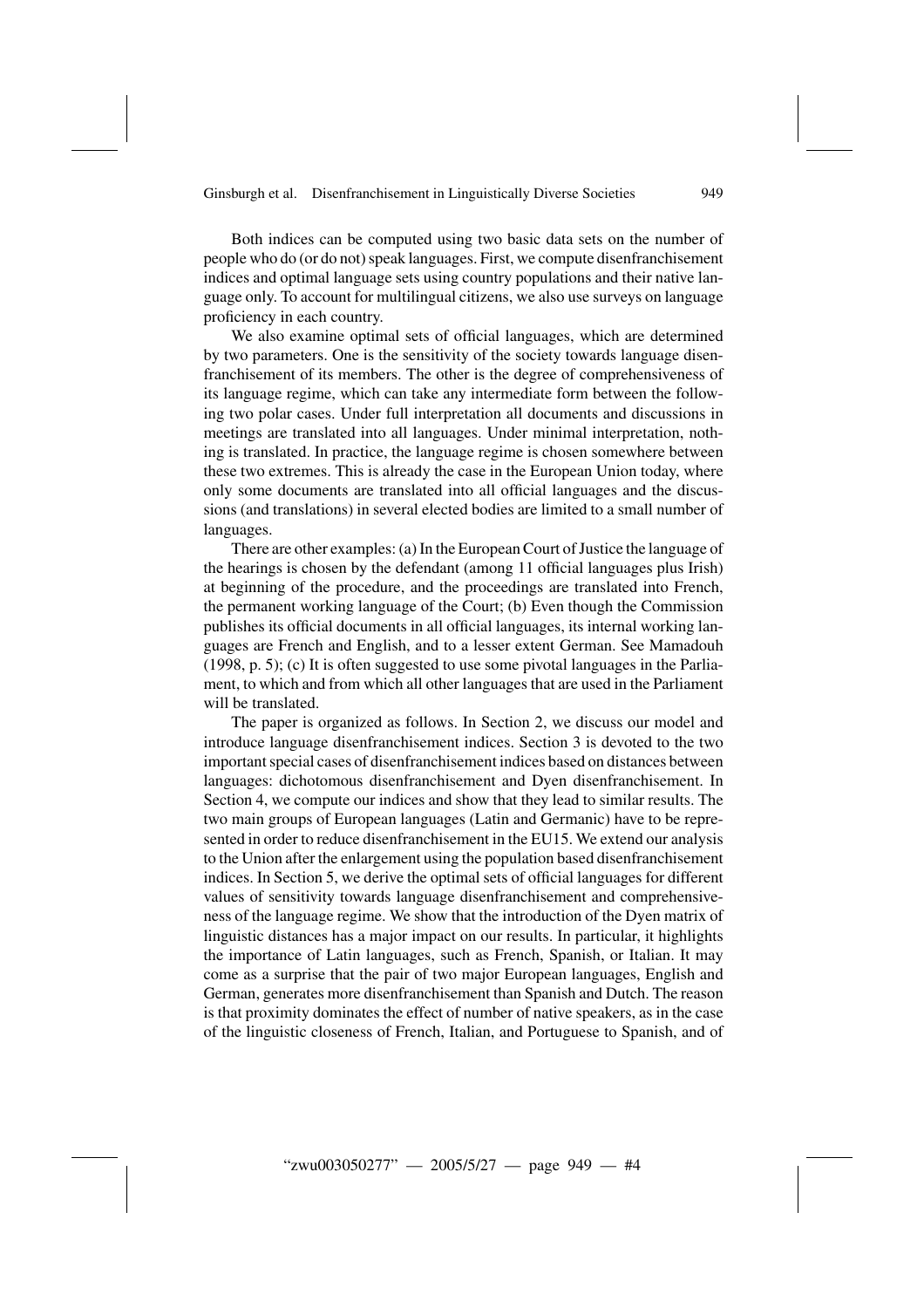Both indices can be computed using two basic data sets on the number of people who do (or do not) speak languages. First, we compute disenfranchisement indices and optimal language sets using country populations and their native language only. To account for multilingual citizens, we also use surveys on language proficiency in each country.

We also examine optimal sets of official languages, which are determined by two parameters. One is the sensitivity of the society towards language disenfranchisement of its members. The other is the degree of comprehensiveness of its language regime, which can take any intermediate form between the following two polar cases. Under full interpretation all documents and discussions in meetings are translated into all languages. Under minimal interpretation, nothing is translated. In practice, the language regime is chosen somewhere between these two extremes. This is already the case in the European Union today, where only some documents are translated into all official languages and the discussions (and translations) in several elected bodies are limited to a small number of languages.

There are other examples: (a) In the European Court of Justice the language of the hearings is chosen by the defendant (among 11 official languages plus Irish) at beginning of the procedure, and the proceedings are translated into French, the permanent working language of the Court; (b) Even though the Commission publishes its official documents in all official languages, its internal working languages are French and English, and to a lesser extent German. See Mamadouh (1998, p. 5); (c) It is often suggested to use some pivotal languages in the Parliament, to which and from which all other languages that are used in the Parliament will be translated.

The paper is organized as follows. In Section 2, we discuss our model and introduce language disenfranchisement indices. Section 3 is devoted to the two important special cases of disenfranchisement indices based on distances between languages: dichotomous disenfranchisement and Dyen disenfranchisement. In Section 4, we compute our indices and show that they lead to similar results. The two main groups of European languages (Latin and Germanic) have to be represented in order to reduce disenfranchisement in the EU15. We extend our analysis to the Union after the enlargement using the population based disenfranchisement indices. In Section 5, we derive the optimal sets of official languages for different values of sensitivity towards language disenfranchisement and comprehensiveness of the language regime. We show that the introduction of the Dyen matrix of linguistic distances has a major impact on our results. In particular, it highlights the importance of Latin languages, such as French, Spanish, or Italian. It may come as a surprise that the pair of two major European languages, English and German, generates more disenfranchisement than Spanish and Dutch. The reason is that proximity dominates the effect of number of native speakers, as in the case of the linguistic closeness of French, Italian, and Portuguese to Spanish, and of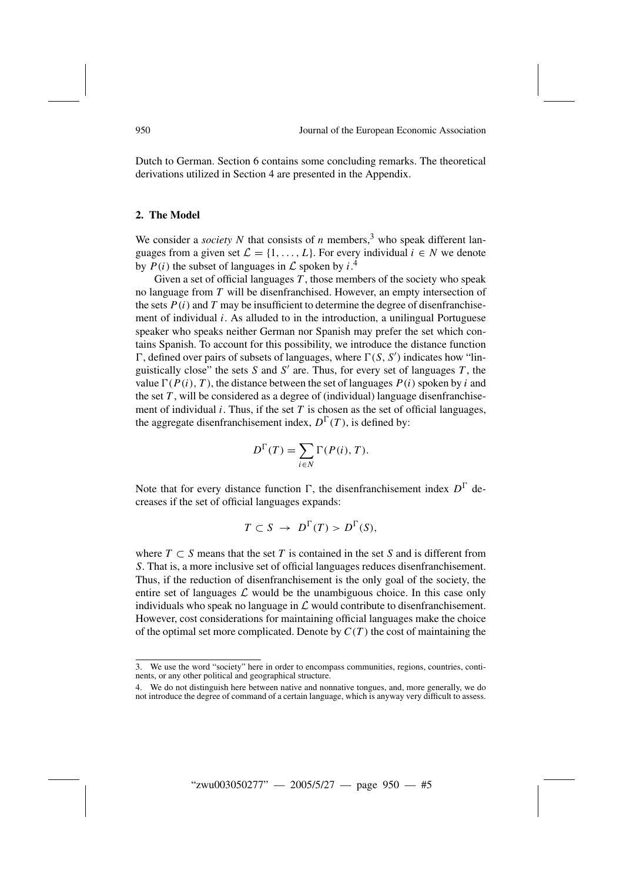Dutch to German. Section 6 contains some concluding remarks. The theoretical derivations utilized in Section 4 are presented in the Appendix.

## 2. The Model

We consider a *society* $N$ that consists of $n$ members,[3] who speak different languages from a given set $\mathcal{L} = \{1, \ldots, L\}$. For every individual $i \in N$ we denote by $P(i)$ the subset of languages in $\mathcal{L}$ spoken by $i$.[4]

Given a set of official languages $T$, those members of the society who speak no language from $T$ will be disenfranchised. However, an empty intersection of the sets $P(i)$ and $T$ may be insufficient to determine the degree of disenfranchisement of individual $i$. As alluded to in the introduction, a unilingual Portuguese speaker who speaks neither German nor Spanish may prefer the set which contains Spanish. To account for this possibility, we introduce the distance function $\Gamma$, defined over pairs of subsets of languages, where $\Gamma(S, S')$ indicates how "linguistically close" the sets $S$ and $S'$ are. Thus, for every set of languages $T$, the value $\Gamma(P(i), T)$, the distance between the set of languages $P(i)$ spoken by $i$ and the set $T$, will be considered as a degree of (individual) language disenfranchisement of individual $i$. Thus, if the set $T$ is chosen as the set of official languages, the aggregate disenfranchisement index, $D^{\Gamma}(T)$, is defined by:

$$D^{\Gamma}(T) = \sum_{i \in N} \Gamma(P(i), T).$$

Note that for every distance function $\Gamma$, the disenfranchisement index $D^{\Gamma}$ decreases if the set of official languages expands:

$$T \subset S \rightarrow D^{\Gamma}(T) > D^{\Gamma}(S),$$

where $T \subset S$ means that the set $T$ is contained in the set $S$ and is different from $S$. That is, a more inclusive set of official languages reduces disenfranchisement. Thus, if the reduction of disenfranchisement is the only goal of the society, the entire set of languages $\mathcal{L}$ would be the unambiguous choice. In this case only individuals who speak no language in $\mathcal{L}$ would contribute to disenfranchisement. However, cost considerations for maintaining official languages make the choice of the optimal set more complicated. Denote by $C(T)$ the cost of maintaining the

---

3. We use the word "society" here in order to encompass communities, regions, countries, continents, or any other political and geographical structure.

4. We do not distinguish here between native and nonnative tongues, and, more generally, we do not introduce the degree of command of a certain language, which is anyway very difficult to assess.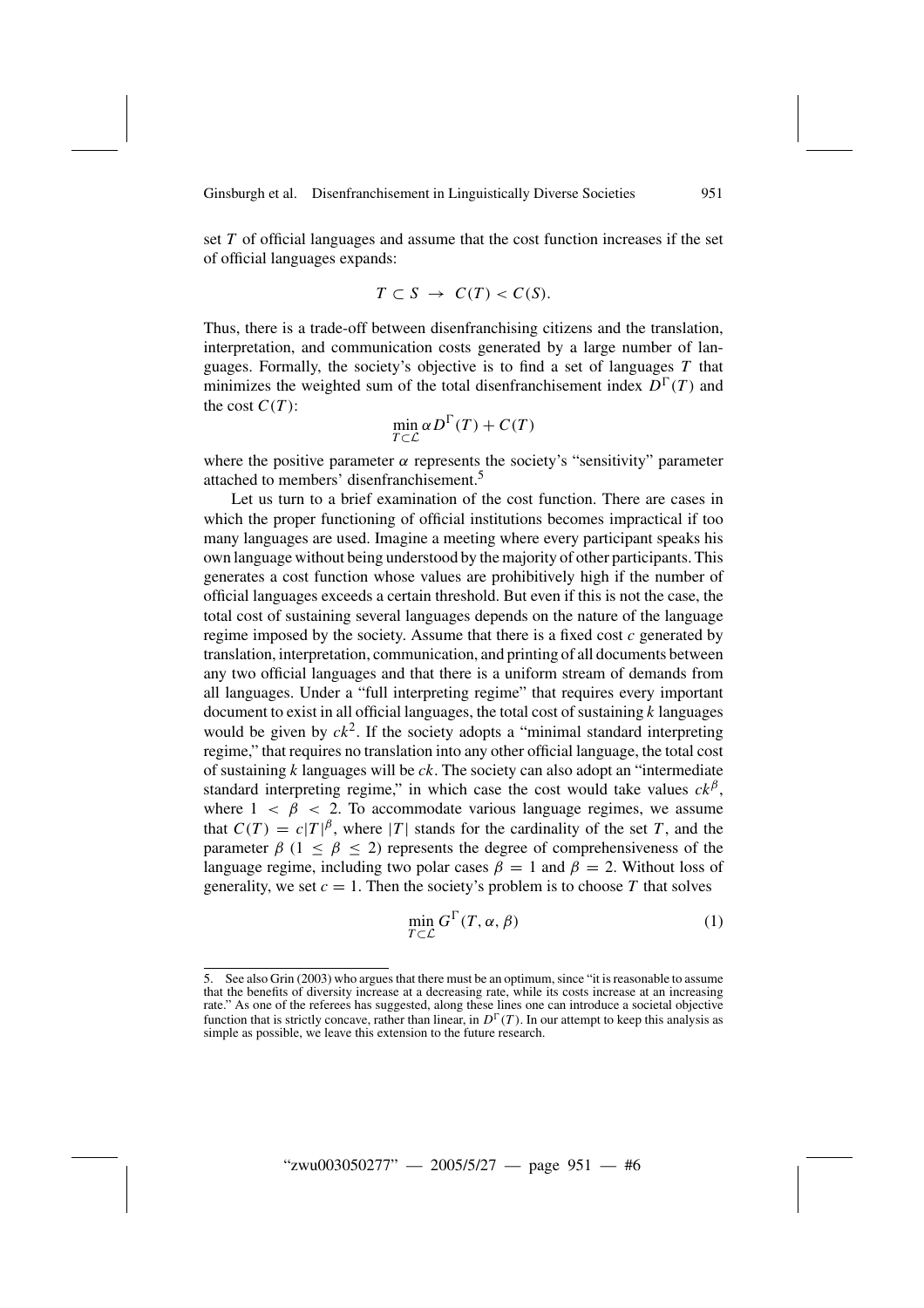set $T$ of official languages and assume that the cost function increases if the set of official languages expands:

$$T \subset S \;\rightarrow\; C(T) < C(S).$$

Thus, there is a trade-off between disenfranchising citizens and the translation, interpretation, and communication costs generated by a large number of languages. Formally, the society's objective is to find a set of languages $T$ that minimizes the weighted sum of the total disenfranchisement index $D^{\Gamma}(T)$ and the cost $C(T)$:

$$\min_{T \subset \mathcal{L}} \alpha D^{\Gamma}(T) + C(T)$$

where the positive parameter $\alpha$ represents the society's "sensitivity" parameter attached to members' disenfranchisement.[5]

Let us turn to a brief examination of the cost function. There are cases in which the proper functioning of official institutions becomes impractical if too many languages are used. Imagine a meeting where every participant speaks his own language without being understood by the majority of other participants. This generates a cost function whose values are prohibitively high if the number of official languages exceeds a certain threshold. But even if this is not the case, the total cost of sustaining several languages depends on the nature of the language regime imposed by the society. Assume that there is a fixed cost $c$ generated by translation, interpretation, communication, and printing of all documents between any two official languages and that there is a uniform stream of demands from all languages. Under a "full interpreting regime" that requires every important document to exist in all official languages, the total cost of sustaining $k$ languages would be given by $ck^2$. If the society adopts a "minimal standard interpreting regime," that requires no translation into any other official language, the total cost of sustaining $k$ languages will be $ck$. The society can also adopt an "intermediate standard interpreting regime," in which case the cost would take values $ck^{\beta}$, where $1 < \beta < 2$. To accommodate various language regimes, we assume that $C(T) = c|T|^{\beta}$, where $|T|$ stands for the cardinality of the set $T$, and the parameter $\beta$ ($1 \leq \beta \leq 2$) represents the degree of comprehensiveness of the language regime, including two polar cases $\beta = 1$ and $\beta = 2$. Without loss of generality, we set $c = 1$. Then the society's problem is to choose $T$ that solves

$$\min_{T \subset \mathcal{L}} G^{\Gamma}(T, \alpha, \beta) \tag{1}$$

---

5. See also Grin (2003) who argues that there must be an optimum, since "it is reasonable to assume that the benefits of diversity increase at a decreasing rate, while its costs increase at an increasing rate." As one of the referees has suggested, along these lines one can introduce a societal objective function that is strictly concave, rather than linear, in $D^{\Gamma}(T)$. In our attempt to keep this analysis as simple as possible, we leave this extension to the future research.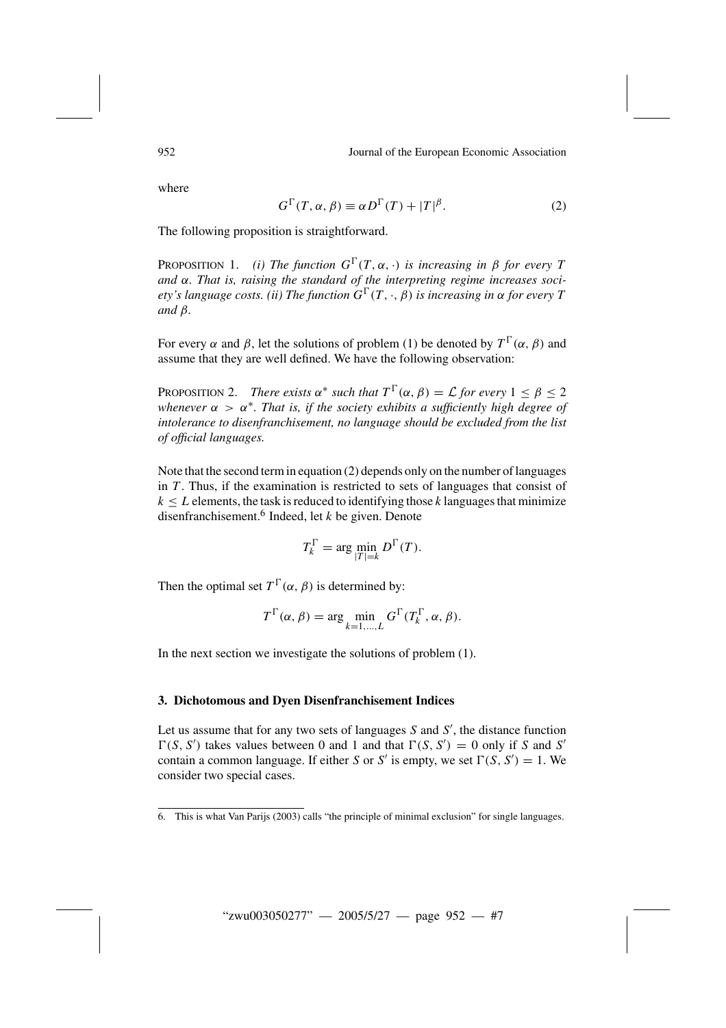where

$$G^{\Gamma}(T, \alpha, \beta) \equiv \alpha D^{\Gamma}(T) + |T|^{\beta}. \tag{2}$$

The following proposition is straightforward.

PROPOSITION 1. *(i) The function $G^{\Gamma}(T, \alpha, \cdot)$ is increasing in $\beta$ for every $T$ and $\alpha$. That is, raising the standard of the interpreting regime increases society's language costs. (ii) The function $G^{\Gamma}(T, \cdot, \beta)$ is increasing in $\alpha$ for every $T$ and $\beta$.*

For every $\alpha$ and $\beta$, let the solutions of problem (1) be denoted by $T^{\Gamma}(\alpha, \beta)$ and assume that they are well defined. We have the following observation:

PROPOSITION 2. *There exists $\alpha^*$ such that $T^{\Gamma}(\alpha, \beta) = \mathcal{L}$ for every $1 \leq \beta \leq 2$ whenever $\alpha > \alpha^*$. That is, if the society exhibits a sufficiently high degree of intolerance to disenfranchisement, no language should be excluded from the list of official languages.*

Note that the second term in equation (2) depends only on the number of languages in $T$. Thus, if the examination is restricted to sets of languages that consist of $k \leq L$ elements, the task is reduced to identifying those $k$ languages that minimize disenfranchisement.[6] Indeed, let $k$ be given. Denote

$$T_k^{\Gamma} = \arg \min_{|T|=k} D^{\Gamma}(T).$$

Then the optimal set $T^{\Gamma}(\alpha, \beta)$ is determined by:

$$T^{\Gamma}(\alpha, \beta) = \arg \min_{k=1,\ldots,L} G^{\Gamma}(T_k^{\Gamma}, \alpha, \beta).$$

In the next section we investigate the solutions of problem (1).

## 3. Dichotomous and Dyen Disenfranchisement Indices

Let us assume that for any two sets of languages $S$ and $S'$, the distance function $\Gamma(S, S')$ takes values between 0 and 1 and that $\Gamma(S, S') = 0$ only if $S$ and $S'$ contain a common language. If either $S$ or $S'$ is empty, we set $\Gamma(S, S') = 1$. We consider two special cases.

---

6. This is what Van Parijs (2003) calls "the principle of minimal exclusion" for single languages.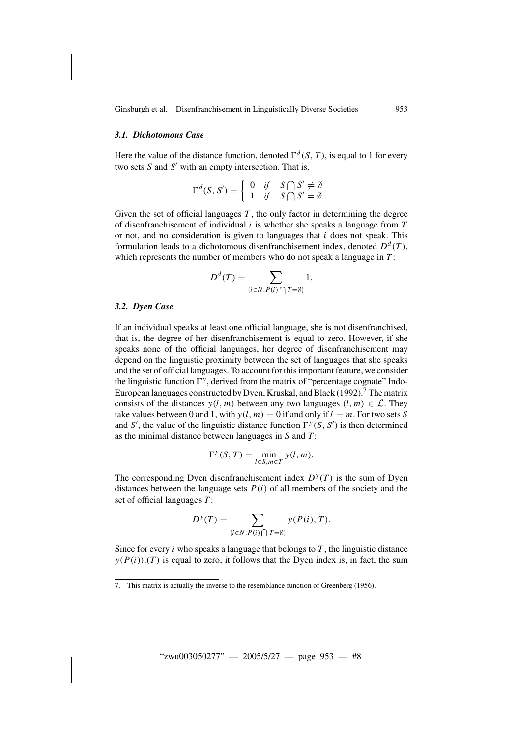### *3.1. Dichotomous Case*

Here the value of the distance function, denoted $\Gamma^d(S, T)$, is equal to 1 for every two sets $S$ and $S'$ with an empty intersection. That is,

$$\Gamma^d(S, S') = \begin{cases} 0 & if \quad S \bigcap S' \neq \emptyset \\ 1 & if \quad S \bigcap S' = \emptyset. \end{cases}$$

Given the set of official languages $T$, the only factor in determining the degree of disenfranchisement of individual $i$ is whether she speaks a language from $T$ or not, and no consideration is given to languages that $i$ does not speak. This formulation leads to a dichotomous disenfranchisement index, denoted $D^d(T)$, which represents the number of members who do not speak a language in $T$:

$$D^d(T) = \sum_{\{i \in N : P(i) \bigcap T = \emptyset\}} 1.$$

### *3.2. Dyen Case*

If an individual speaks at least one official language, she is not disenfranchised, that is, the degree of her disenfranchisement is equal to zero. However, if she speaks none of the official languages, her degree of disenfranchisement may depend on the linguistic proximity between the set of languages that she speaks and the set of official languages. To account for this important feature, we consider the linguistic function $\Gamma^y$, derived from the matrix of "percentage cognate" Indo-European languages constructed by Dyen, Kruskal, and Black (1992).[7] The matrix consists of the distances $y(l, m)$ between any two languages $(l, m) \in \mathcal{L}$. They take values between 0 and 1, with $y(l, m) = 0$ if and only if $l = m$. For two sets $S$ and $S'$, the value of the linguistic distance function $\Gamma^y(S, S')$ is then determined as the minimal distance between languages in $S$ and $T$:

$$\Gamma^y(S, T) = \min_{l \in S, m \in T} y(l, m).$$

The corresponding Dyen disenfranchisement index $D^y(T)$ is the sum of Dyen distances between the language sets $P(i)$ of all members of the society and the set of official languages $T$:

$$D^y(T) = \sum_{\{i \in N : P(i) \bigcap T = \emptyset\}} y(P(i), T).$$

Since for every $i$ who speaks a language that belongs to $T$, the linguistic distance $y(P(i)),(T)$ is equal to zero, it follows that the Dyen index is, in fact, the sum

7. This matrix is actually the inverse to the resemblance function of Greenberg (1956).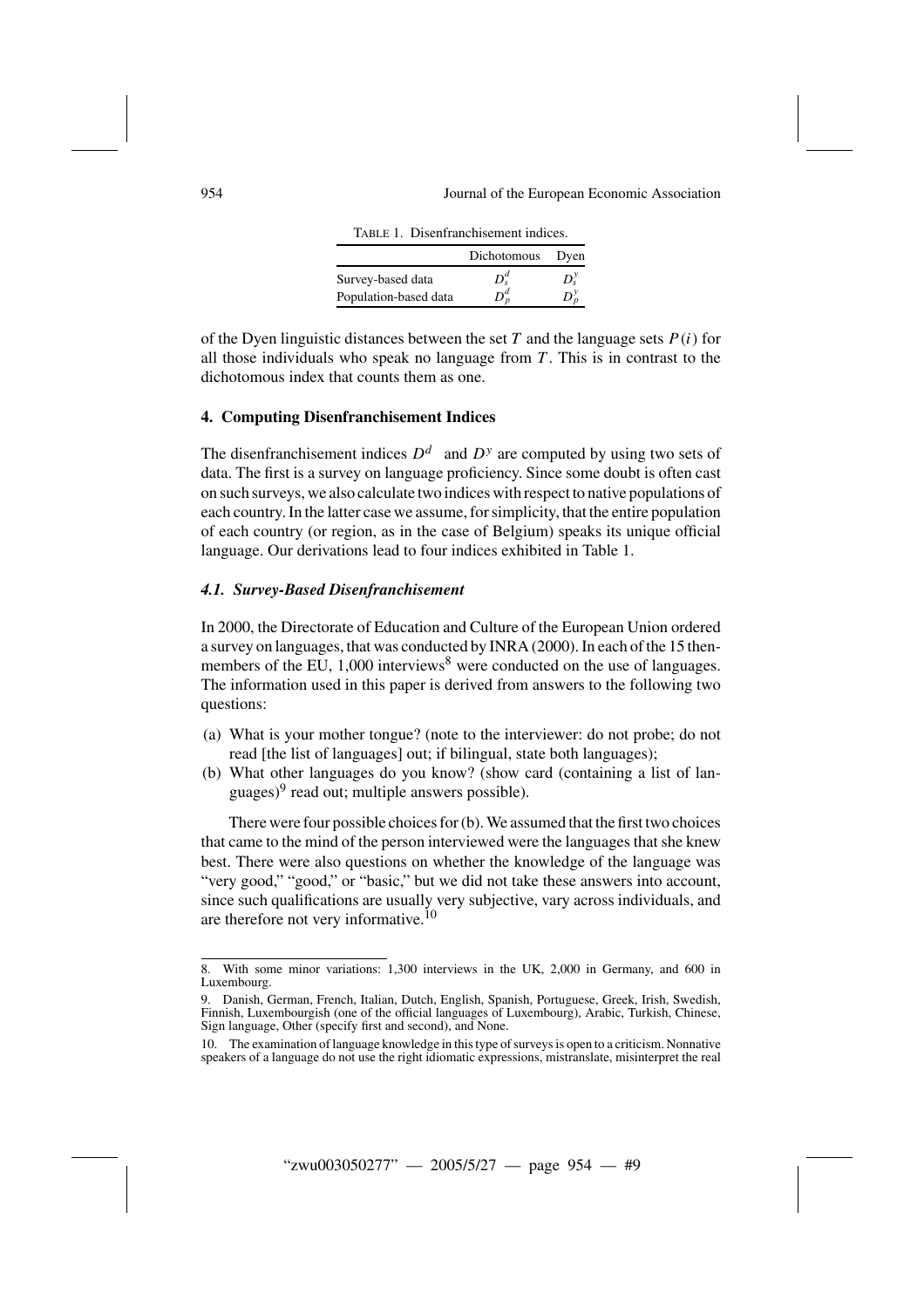TABLE 1. Disenfranchisement indices.

| | Dichotomous | Dyen |
|---|---|---|
| Survey-based data | $D_s^d$ | $D_s^y$ |
| Population-based data | $D_p^d$ | $D_p^y$ |

of the Dyen linguistic distances between the set $T$ and the language sets $P(i)$ for all those individuals who speak no language from $T$. This is in contrast to the dichotomous index that counts them as one.

## 4. Computing Disenfranchisement Indices

The disenfranchisement indices $D^d$ and $D^y$ are computed by using two sets of data. The first is a survey on language proficiency. Since some doubt is often cast on such surveys, we also calculate two indices with respect to native populations of each country. In the latter case we assume, for simplicity, that the entire population of each country (or region, as in the case of Belgium) speaks its unique official language. Our derivations lead to four indices exhibited in Table 1.

### *4.1. Survey-Based Disenfranchisement*

In 2000, the Directorate of Education and Culture of the European Union ordered a survey on languages, that was conducted by INRA (2000). In each of the 15 then-members of the EU, 1,000 interviews[8] were conducted on the use of languages. The information used in this paper is derived from answers to the following two questions:

(a) What is your mother tongue? (note to the interviewer: do not probe; do not read [the list of languages] out; if bilingual, state both languages);
(b) What other languages do you know? (show card (containing a list of languages)[9] read out; multiple answers possible).

There were four possible choices for (b). We assumed that the first two choices that came to the mind of the person interviewed were the languages that she knew best. There were also questions on whether the knowledge of the language was "very good," "good," or "basic," but we did not take these answers into account, since such qualifications are usually very subjective, vary across individuals, and are therefore not very informative.[10]

8. With some minor variations: 1,300 interviews in the UK, 2,000 in Germany, and 600 in Luxembourg.

9. Danish, German, French, Italian, Dutch, English, Spanish, Portuguese, Greek, Irish, Swedish, Finnish, Luxembourgish (one of the official languages of Luxembourg), Arabic, Turkish, Chinese, Sign language, Other (specify first and second), and None.

10. The examination of language knowledge in this type of surveys is open to a criticism. Nonnative speakers of a language do not use the right idiomatic expressions, mistranslate, misinterpret the real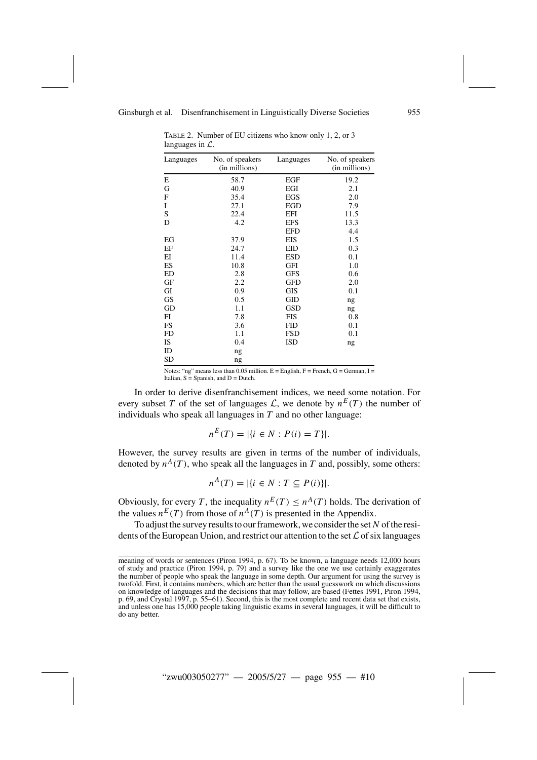TABLE 2. Number of EU citizens who know only 1, 2, or 3 languages in $\mathcal{L}$.

| Languages | No. of speakers (in millions) | Languages | No. of speakers (in millions) |
|---|---|---|---|
| E | 58.7 | EGF | 19.2 |
| G | 40.9 | EGI | 2.1 |
| F | 35.4 | EGS | 2.0 |
| I | 27.1 | EGD | 7.9 |
| S | 22.4 | EFI | 11.5 |
| D | 4.2 | EFS | 13.3 |
| | | EFD | 4.4 |
| EG | 37.9 | EIS | 1.5 |
| EF | 24.7 | EID | 0.3 |
| EI | 11.4 | ESD | 0.1 |
| ES | 10.8 | GFI | 1.0 |
| ED | 2.8 | GFS | 0.6 |
| GF | 2.2 | GFD | 2.0 |
| GI | 0.9 | GIS | 0.1 |
| GS | 0.5 | GID | ng |
| GD | 1.1 | GSD | ng |
| FI | 7.8 | FIS | 0.8 |
| FS | 3.6 | FID | 0.1 |
| FD | 1.1 | FSD | 0.1 |
| IS | 0.4 | ISD | ng |
| ID | ng | | |
| SD | ng | | |

Notes: "ng" means less than 0.05 million. E = English, F = French, G = German, I = Italian, S = Spanish, and D = Dutch.

In order to derive disenfranchisement indices, we need some notation. For every subset $T$ of the set of languages $\mathcal{L}$, we denote by $n^E(T)$ the number of individuals who speak all languages in $T$ and no other language:

$$n^E(T) = |\{i \in N : P(i) = T\}|.$$

However, the survey results are given in terms of the number of individuals, denoted by $n^A(T)$, who speak all the languages in $T$ and, possibly, some others:

$$n^A(T) = |\{i \in N : T \subseteq P(i)\}|.$$

Obviously, for every $T$, the inequality $n^E(T) \leq n^A(T)$ holds. The derivation of the values $n^E(T)$ from those of $n^A(T)$ is presented in the Appendix.

To adjust the survey results to our framework, we consider the set $N$ of the residents of the European Union, and restrict our attention to the set $\mathcal{L}$ of six languages

meaning of words or sentences (Piron 1994, p. 67). To be known, a language needs 12,000 hours of study and practice (Piron 1994, p. 79) and a survey like the one we use certainly exaggerates the number of people who speak the language in some depth. Our argument for using the survey is twofold. First, it contains numbers, which are better than the usual guesswork on which discussions on knowledge of languages and the decisions that may follow, are based (Fettes 1991, Piron 1994, p. 69, and Crystal 1997, p. 55–61). Second, this is the most complete and recent data set that exists, and unless one has 15,000 people taking linguistic exams in several languages, it will be difficult to do any better.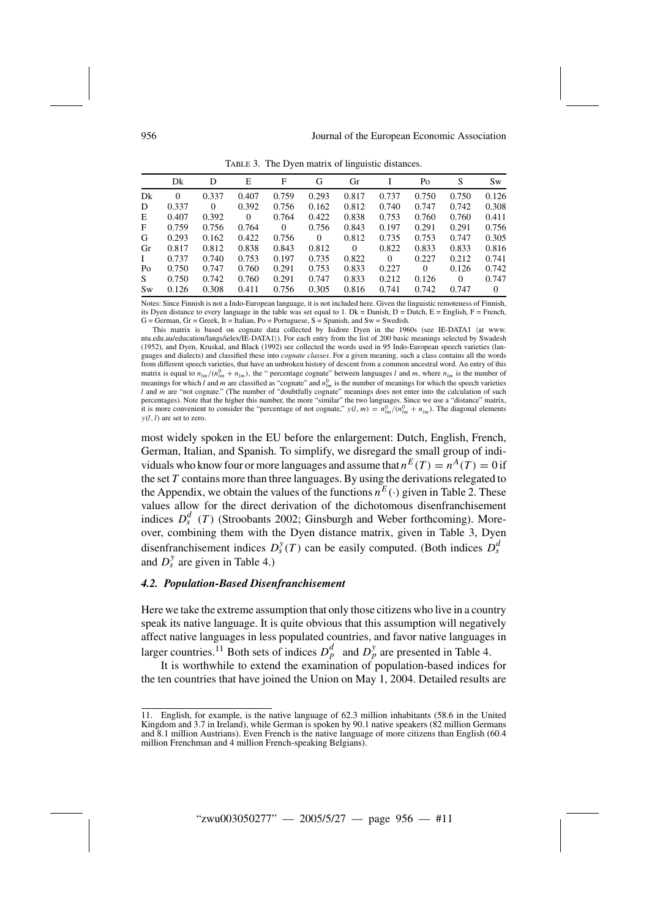TABLE 3. The Dyen matrix of linguistic distances.

| | Dk | D | E | F | G | Gr | I | Po | S | Sw |
|---|---|---|---|---|---|---|---|---|---|---|
| Dk | 0 | 0.337 | 0.407 | 0.759 | 0.293 | 0.817 | 0.737 | 0.750 | 0.750 | 0.126 |
| D | 0.337 | 0 | 0.392 | 0.756 | 0.162 | 0.812 | 0.740 | 0.747 | 0.742 | 0.308 |
| E | 0.407 | 0.392 | 0 | 0.764 | 0.422 | 0.838 | 0.753 | 0.760 | 0.760 | 0.411 |
| F | 0.759 | 0.756 | 0.764 | 0 | 0.756 | 0.843 | 0.197 | 0.291 | 0.291 | 0.756 |
| G | 0.293 | 0.162 | 0.422 | 0.756 | 0 | 0.812 | 0.735 | 0.753 | 0.747 | 0.305 |
| Gr | 0.817 | 0.812 | 0.838 | 0.843 | 0.812 | 0 | 0.822 | 0.833 | 0.833 | 0.816 |
| I | 0.737 | 0.740 | 0.753 | 0.197 | 0.735 | 0.822 | 0 | 0.227 | 0.212 | 0.741 |
| Po | 0.750 | 0.747 | 0.760 | 0.291 | 0.753 | 0.833 | 0.227 | 0 | 0.126 | 0.742 |
| S | 0.750 | 0.742 | 0.760 | 0.291 | 0.747 | 0.833 | 0.212 | 0.126 | 0 | 0.747 |
| Sw | 0.126 | 0.308 | 0.411 | 0.756 | 0.305 | 0.816 | 0.741 | 0.742 | 0.747 | 0 |

Notes: Since Finnish is not a Indo-European language, it is not included here. Given the linguistic remoteness of Finnish, its Dyen distance to every language in the table was set equal to 1. Dk = Danish, D = Dutch, E = English, F = French, G = German, Gr = Greek, It = Italian, Po = Portuguese, S = Spanish, and Sw = Swedish.

This matrix is based on cognate data collected by Isidore Dyen in the 1960s (see IE-DATA1 ⟨at www.ntu.edu.au/education/langs/ielex/IE-DATA1⟩). For each entry from the list of 200 basic meanings selected by Swadesh (1952), and Dyen, Kruskal, and Black (1992) see collected the words used in 95 Indo-European speech varieties (languages and dialects) and classified these into *cognate classes*. For a given meaning, such a class contains all the words from different speech varieties, that have an unbroken history of descent from a common ancestral word. An entry of this matrix is equal to $n_{lm}/(n^0_{lm} + n_{lm})$, the " percentage cognate" between languages $l$ and $m$, where $n_{lm}$ is the number of meanings for which $l$ and $m$ are classified as "cognate" and $n^0_{lm}$ is the number of meanings for which the speech varieties $l$ and $m$ are "not cognate." (The number of "doubtfully cognate" meanings does not enter into the calculation of such percentages). Note that the higher this number, the more "similar" the two languages. Since we use a "distance" matrix, it is more convenient to consider the "percentage of not cognate," $y(l, m) = n^0_{lm}/(n^0_{lm} + n_{lm})$. The diagonal elements $y(l, l)$ are set to zero.

most widely spoken in the EU before the enlargement: Dutch, English, French, German, Italian, and Spanish. To simplify, we disregard the small group of individuals who know four or more languages and assume that $n^E(T) = n^A(T) = 0$ if the set $T$ contains more than three languages. By using the derivations relegated to the Appendix, we obtain the values of the functions $n^E(\cdot)$ given in Table 2. These values allow for the direct derivation of the dichotomous disenfranchisement indices $D^d_s(T)$ (Stroobants 2002; Ginsburgh and Weber forthcoming). Moreover, combining them with the Dyen distance matrix, given in Table 3, Dyen disenfranchisement indices $D^y_s(T)$ can be easily computed. (Both indices $D^d_s$ and $D^y_s$ are given in Table 4.)

### *4.2. Population-Based Disenfranchisement*

Here we take the extreme assumption that only those citizens who live in a country speak its native language. It is quite obvious that this assumption will negatively affect native languages in less populated countries, and favor native languages in larger countries.[11] Both sets of indices $D^d_p$ and $D^y_p$ are presented in Table 4.

It is worthwhile to extend the examination of population-based indices for the ten countries that have joined the Union on May 1, 2004. Detailed results are

11. English, for example, is the native language of 62.3 million inhabitants (58.6 in the United Kingdom and 3.7 in Ireland), while German is spoken by 90.1 native speakers (82 million Germans and 8.1 million Austrians). Even French is the native language of more citizens than English (60.4 million Frenchman and 4 million French-speaking Belgians).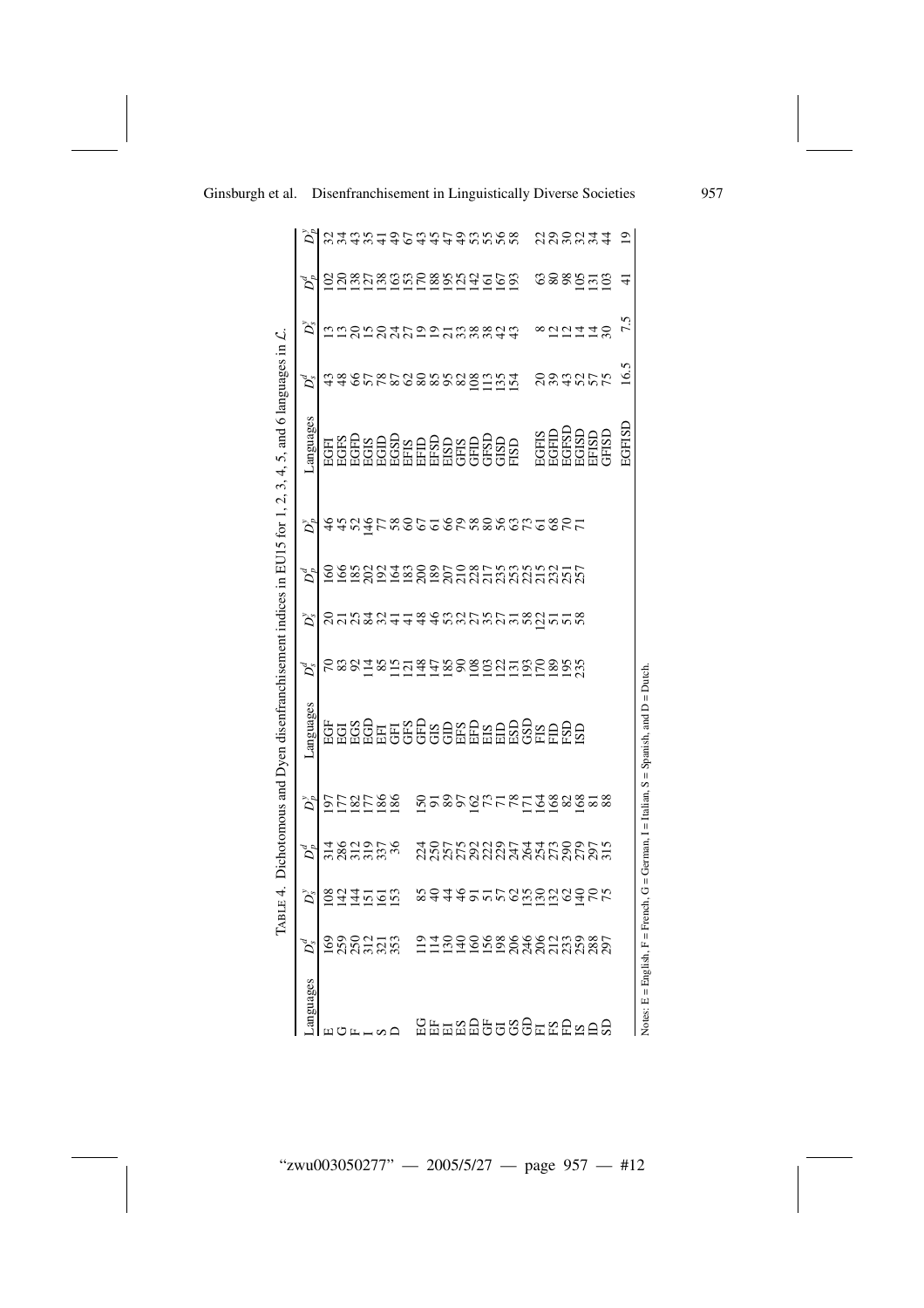TABLE 4. Dichotomous and Dyen disenfranchisement indices in EU15 for 1, 2, 3, 4, 5, and 6 languages in $\mathcal{L}$.

| Languages | $D_s^d$ | $D_s^y$ | $D_p^d$ | $D_p^y$ | Languages | $D_s^d$ | $D_s^y$ | $D_p^d$ | $D_p^y$ | Languages | $D_s^d$ | $D_s^y$ | $D_p^d$ | $D_p^y$ |
|---|---|---|---|---|---|---|---|---|---|---|---|---|---|---|
| E | 169 | 108 | 314 | 197 | EGF | 70 | 20 | 160 | 46 | EGFI | 43 | 13 | 102 | 32 |
| G | 259 | 142 | 286 | 177 | EGI | 83 | 21 | 166 | 45 | EGFS | 48 | 13 | 120 | 34 |
| F | 250 | 144 | 312 | 182 | EGS | 92 | 25 | 185 | 52 | EGFD | 66 | 20 | 138 | 43 |
| I | 312 | 151 | 319 | 177 | EGD | 114 | 84 | 202 | 146 | EGIS | 57 | 15 | 127 | 35 |
| S | 321 | 161 | 337 | 186 | EFI | 85 | 32 | 192 | 77 | EGID | 78 | 20 | 138 | 41 |
| D | 353 | 153 | 36 | 186 | GFI | 115 | 41 | 164 | 58 | EGSD | 87 | 24 | 163 | 49 |
| | | | | | GFS | 121 | 41 | 183 | 60 | EFIS | 62 | 27 | 153 | 67 |
| EG | 119 | 85 | 224 | 150 | GFD | 148 | 48 | 200 | 67 | EFID | 80 | 19 | 170 | 43 |
| EF | 114 | 40 | 250 | 91 | GIS | 147 | 46 | 189 | 61 | EFSD | 85 | 19 | 188 | 45 |
| EI | 130 | 44 | 257 | 89 | GID | 185 | 53 | 207 | 66 | EISD | 95 | 21 | 195 | 47 |
| ES | 140 | 46 | 275 | 97 | EFS | 90 | 32 | 210 | 79 | GFIS | 82 | 33 | 125 | 49 |
| ED | 160 | 91 | 292 | 162 | EFD | 108 | 27 | 228 | 58 | GFID | 108 | 38 | 142 | 53 |
| GF | 156 | 51 | 222 | 73 | EIS | 103 | 35 | 217 | 80 | GFSD | 113 | 38 | 161 | 55 |
| GI | 198 | 57 | 229 | 71 | EID | 122 | 27 | 235 | 56 | GISD | 135 | 42 | 167 | 56 |
| GS | 206 | 62 | 247 | 78 | ESD | 131 | 31 | 253 | 63 | FISD | 154 | 43 | 193 | 58 |
| GD | 246 | 135 | 264 | 171 | GSD | 193 | 58 | 225 | 73 | | | | | |
| FI | 206 | 130 | 254 | 164 | FIS | 170 | 122 | 215 | 61 | EGFIS | 20 | 8 | 63 | 22 |
| FS | 212 | 132 | 273 | 168 | FID | 189 | 51 | 232 | 68 | EGFID | 39 | 12 | 80 | 29 |
| FD | 233 | 62 | 290 | 82 | FSD | 195 | 51 | 251 | 70 | EGFSD | 43 | 12 | 98 | 30 |
| IS | 259 | 140 | 279 | 168 | ISD | 235 | 58 | 257 | 71 | EGISD | 52 | 14 | 105 | 32 |
| ID | 288 | 70 | 297 | 81 | | | | | | EFISD | 57 | 14 | 131 | 34 |
| SD | 297 | 75 | 315 | 88 | | | | | | GFISD | 75 | 30 | 103 | 44 |
| | | | | | | | | | | | | | | |
| | | | | | | | | | | EGFISD | 16.5 | 7.5 | 41 | 19 |

Notes: E = English, F = French, G = German, I = Italian, S = Spanish, and D = Dutch.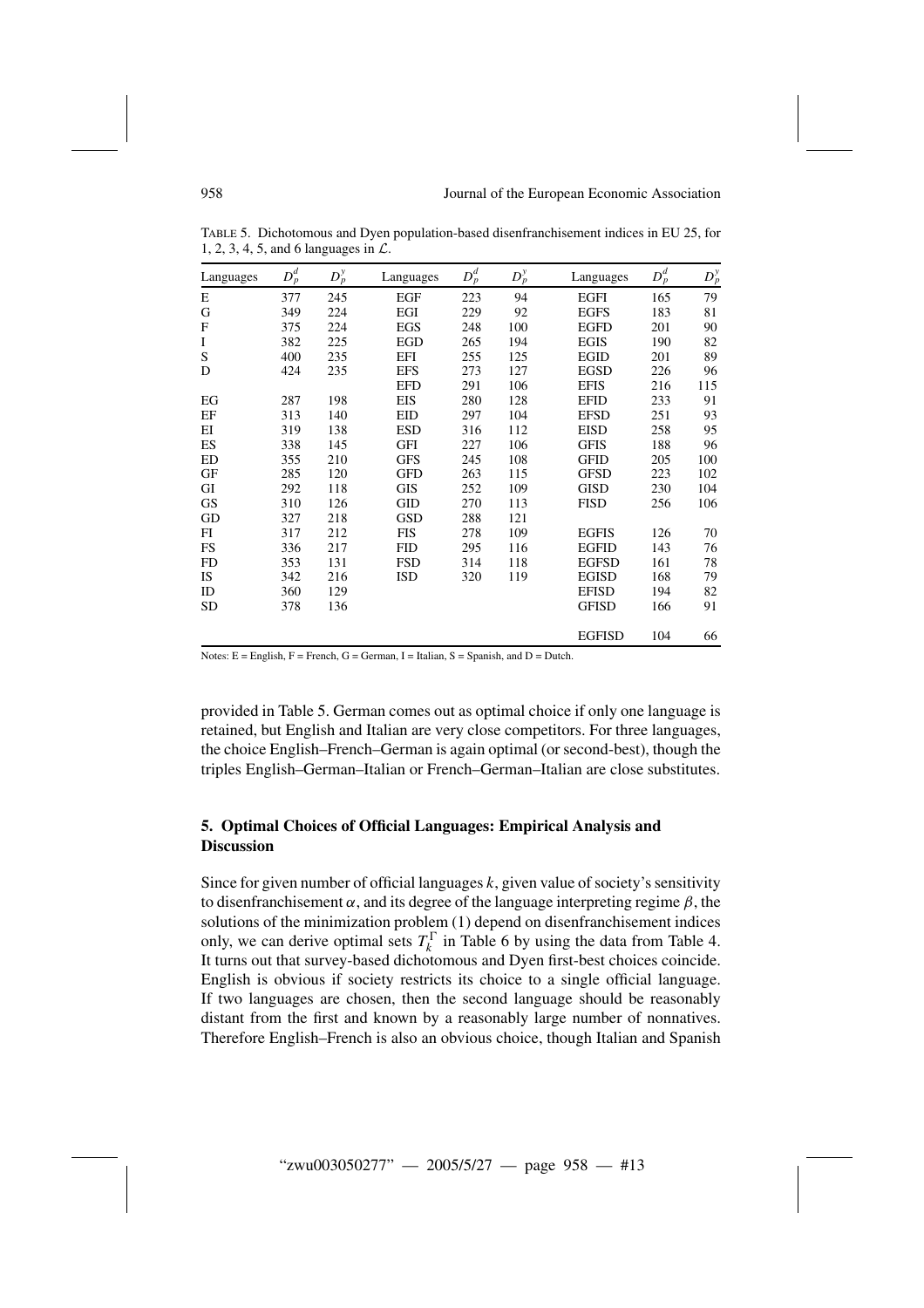TABLE 5. Dichotomous and Dyen population-based disenfranchisement indices in EU 25, for 1, 2, 3, 4, 5, and 6 languages in $\mathcal{L}$.

| Languages | $D_p^d$ | $D_p^y$ | Languages | $D_p^d$ | $D_p^y$ | Languages | $D_p^d$ | $D_p^y$ |
|---|---|---|---|---|---|---|---|---|
| E | 377 | 245 | EGF | 223 | 94 | EGFI | 165 | 79 |
| G | 349 | 224 | EGI | 229 | 92 | EGFS | 183 | 81 |
| F | 375 | 224 | EGS | 248 | 100 | EGFD | 201 | 90 |
| I | 382 | 225 | EGD | 265 | 194 | EGIS | 190 | 82 |
| S | 400 | 235 | EFI | 255 | 125 | EGID | 201 | 89 |
| D | 424 | 235 | EFS | 273 | 127 | EGSD | 226 | 96 |
| | | | EFD | 291 | 106 | EFIS | 216 | 115 |
| EG | 287 | 198 | EIS | 280 | 128 | EFID | 233 | 91 |
| EF | 313 | 140 | EID | 297 | 104 | EFSD | 251 | 93 |
| EI | 319 | 138 | ESD | 316 | 112 | EISD | 258 | 95 |
| ES | 338 | 145 | GFI | 227 | 106 | GFIS | 188 | 96 |
| ED | 355 | 210 | GFS | 245 | 108 | GFID | 205 | 100 |
| GF | 285 | 120 | GFD | 263 | 115 | GFSD | 223 | 102 |
| GI | 292 | 118 | GIS | 252 | 109 | GISD | 230 | 104 |
| GS | 310 | 126 | GID | 270 | 113 | FISD | 256 | 106 |
| GD | 327 | 218 | GSD | 288 | 121 | | | |
| FI | 317 | 212 | FIS | 278 | 109 | EGFIS | 126 | 70 |
| FS | 336 | 217 | FID | 295 | 116 | EGFID | 143 | 76 |
| FD | 353 | 131 | FSD | 314 | 118 | EGFSD | 161 | 78 |
| IS | 342 | 216 | ISD | 320 | 119 | EGISD | 168 | 79 |
| ID | 360 | 129 | | | | EFISD | 194 | 82 |
| SD | 378 | 136 | | | | GFISD | 166 | 91 |
| | | | | | | EGFISD | 104 | 66 |

Notes: E = English, F = French, G = German, I = Italian, S = Spanish, and D = Dutch.

provided in Table 5. German comes out as optimal choice if only one language is retained, but English and Italian are very close competitors. For three languages, the choice English–French–German is again optimal (or second-best), though the triples English–German–Italian or French–German–Italian are close substitutes.

## 5. Optimal Choices of Official Languages: Empirical Analysis and Discussion

Since for given number of official languages $k$, given value of society's sensitivity to disenfranchisement $\alpha$, and its degree of the language interpreting regime $\beta$, the solutions of the minimization problem (1) depend on disenfranchisement indices only, we can derive optimal sets $T_k^{\Gamma}$ in Table 6 by using the data from Table 4. It turns out that survey-based dichotomous and Dyen first-best choices coincide. English is obvious if society restricts its choice to a single official language. If two languages are chosen, then the second language should be reasonably distant from the first and known by a reasonably large number of nonnatives. Therefore English–French is also an obvious choice, though Italian and Spanish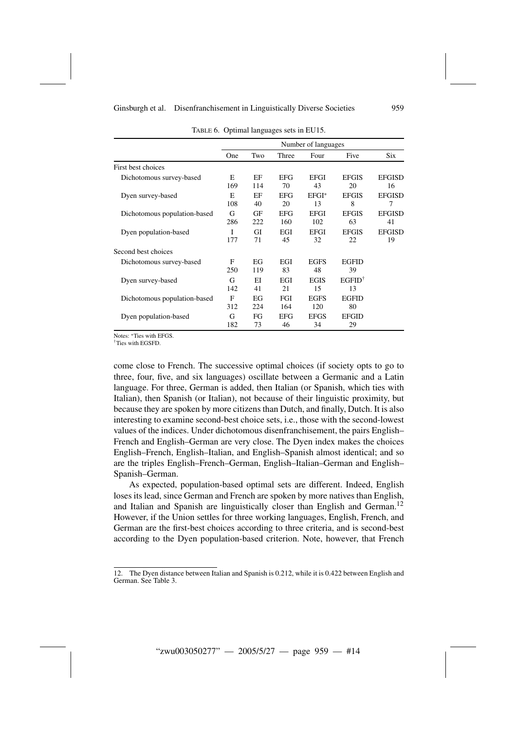TABLE 6. Optimal languages sets in EU15.

| | Number of languages | | | | | |
|---|---|---|---|---|---|---|
| | One | Two | Three | Four | Five | Six |
| First best choices | | | | | | |
| Dichotomous survey-based | E<br>169 | EF<br>114 | EFG<br>70 | EFGI<br>43 | EFGIS<br>20 | EFGISD<br>16 |
| Dyen survey-based | E<br>108 | EF<br>40 | EFG<br>20 | EFGI*<br>13 | EFGIS<br>8 | EFGISD<br>7 |
| Dichotomous population-based | G<br>286 | GF<br>222 | EFG<br>160 | EFGI<br>102 | EFGIS<br>63 | EFGISD<br>41 |
| Dyen population-based | I<br>177 | GI<br>71 | EGI<br>45 | EFGI<br>32 | EFGIS<br>22 | EFGISD<br>19 |
| Second best choices | | | | | | |
| Dichotomous survey-based | F<br>250 | EG<br>119 | EGI<br>83 | EGFS<br>48 | EGFID<br>39 | |
| Dyen survey-based | G<br>142 | EI<br>41 | EGI<br>21 | EGIS<br>15 | EGFID†<br>13 | |
| Dichotomous population-based | F<br>312 | EG<br>224 | FGI<br>164 | EGFS<br>120 | EGFID<br>80 | |
| Dyen population-based | G<br>182 | FG<br>73 | EFG<br>46 | EFGS<br>34 | EFGID<br>29 | |

Notes: *Ties with EFGS.
†Ties with EGSFD.

come close to French. The successive optimal choices (if society opts to go to three, four, five, and six languages) oscillate between a Germanic and a Latin language. For three, German is added, then Italian (or Spanish, which ties with Italian), then Spanish (or Italian), not because of their linguistic proximity, but because they are spoken by more citizens than Dutch, and finally, Dutch. It is also interesting to examine second-best choice sets, i.e., those with the second-lowest values of the indices. Under dichotomous disenfranchisement, the pairs English–French and English–German are very close. The Dyen index makes the choices English–French, English–Italian, and English–Spanish almost identical; and so are the triples English–French–German, English–Italian–German and English–Spanish–German.

As expected, population-based optimal sets are different. Indeed, English loses its lead, since German and French are spoken by more natives than English, and Italian and Spanish are linguistically closer than English and German.[12] However, if the Union settles for three working languages, English, French, and German are the first-best choices according to three criteria, and is second-best according to the Dyen population-based criterion. Note, however, that French

12. The Dyen distance between Italian and Spanish is 0.212, while it is 0.422 between English and German. See Table 3.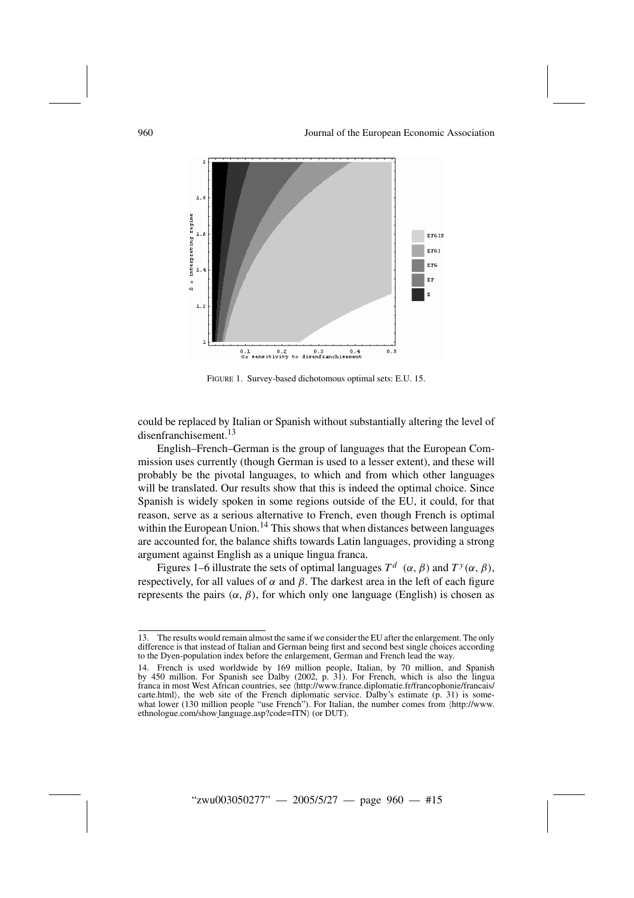FIGURE 1. Survey-based dichotomous optimal sets: E.U. 15.

could be replaced by Italian or Spanish without substantially altering the level of disenfranchisement.[13]

English–French–German is the group of languages that the European Commission uses currently (though German is used to a lesser extent), and these will probably be the pivotal languages, to which and from which other languages will be translated. Our results show that this is indeed the optimal choice. Since Spanish is widely spoken in some regions outside of the EU, it could, for that reason, serve as a serious alternative to French, even though French is optimal within the European Union.[14] This shows that when distances between languages are accounted for, the balance shifts towards Latin languages, providing a strong argument against English as a unique lingua franca.

Figures 1–6 illustrate the sets of optimal languages $T^d\ (\alpha, \beta)$ and $T^y(\alpha, \beta)$, respectively, for all values of $\alpha$ and $\beta$. The darkest area in the left of each figure represents the pairs $(\alpha, \beta)$, for which only one language (English) is chosen as

13. The results would remain almost the same if we consider the EU after the enlargement. The only difference is that instead of Italian and German being first and second best single choices according to the Dyen-population index before the enlargement, German and French lead the way.

14. French is used worldwide by 169 million people, Italian, by 70 million, and Spanish by 450 million. For Spanish see Dalby (2002, p. 31). For French, which is also the lingua franca in most West African countries, see ⟨http://www.france.diplomatie.fr/francophonie/francais/carte.html⟩, the web site of the French diplomatic service. Dalby's estimate (p. 31) is somewhat lower (130 million people "use French"). For Italian, the number comes from ⟨http://www.ethnologue.com/show_language.asp?code=ITN⟩ (or DUT).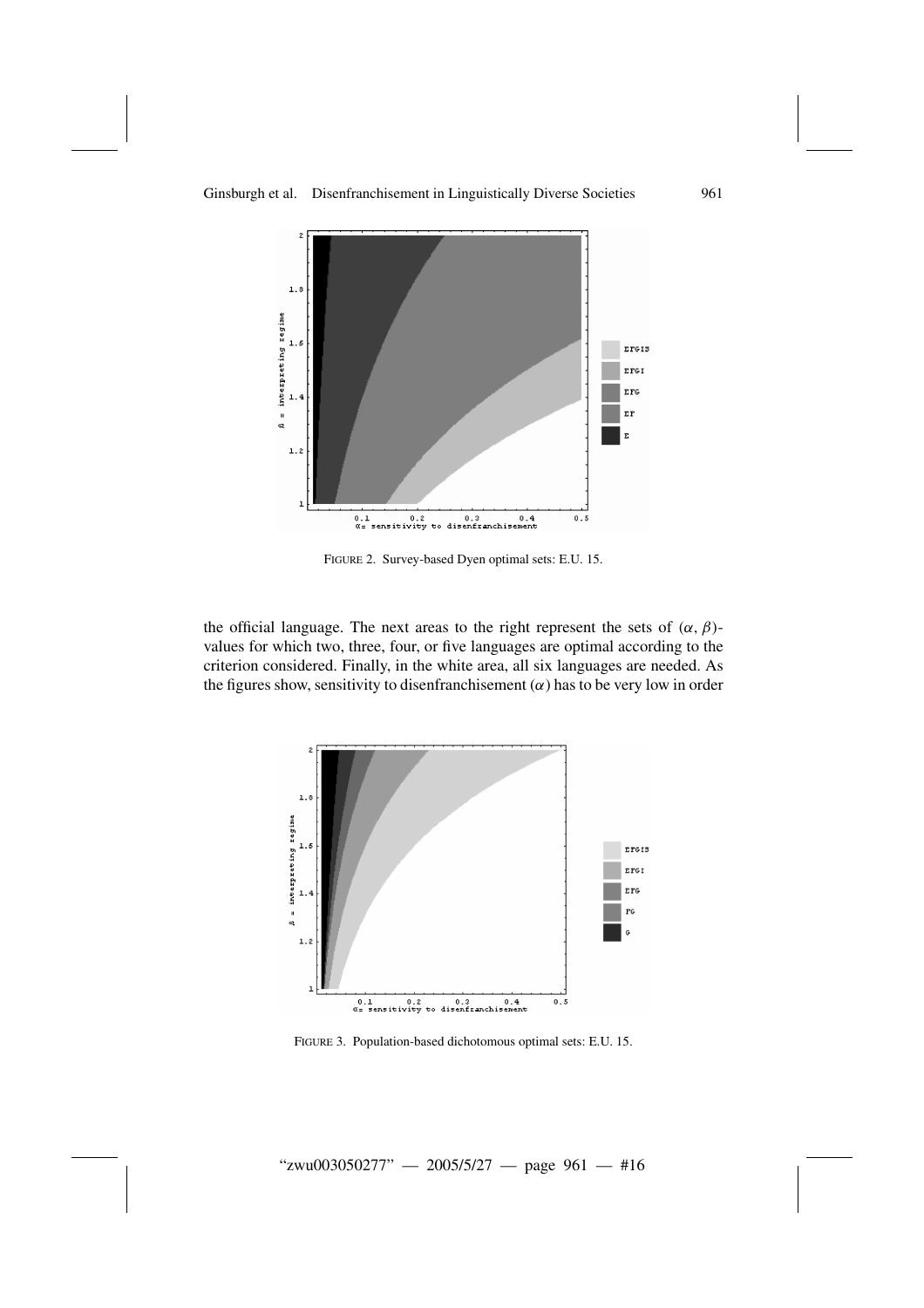FIGURE 2. Survey-based Dyen optimal sets: E.U. 15.

the official language. The next areas to the right represent the sets of $(\alpha, \beta)$-values for which two, three, four, or five languages are optimal according to the criterion considered. Finally, in the white area, all six languages are needed. As the figures show, sensitivity to disenfranchisement ($\alpha$) has to be very low in order

FIGURE 3. Population-based dichotomous optimal sets: E.U. 15.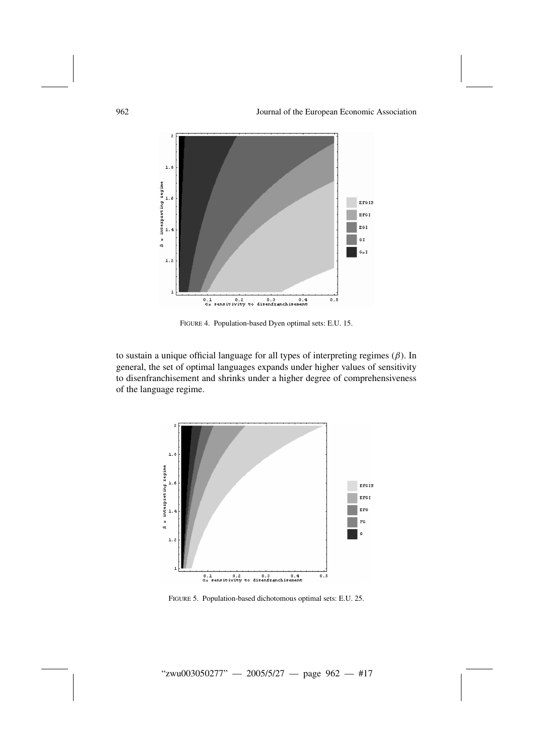FIGURE 4. Population-based Dyen optimal sets: E.U. 15.

to sustain a unique official language for all types of interpreting regimes ($\beta$). In general, the set of optimal languages expands under higher values of sensitivity to disenfranchisement and shrinks under a higher degree of comprehensiveness of the language regime.

FIGURE 5. Population-based dichotomous optimal sets: E.U. 25.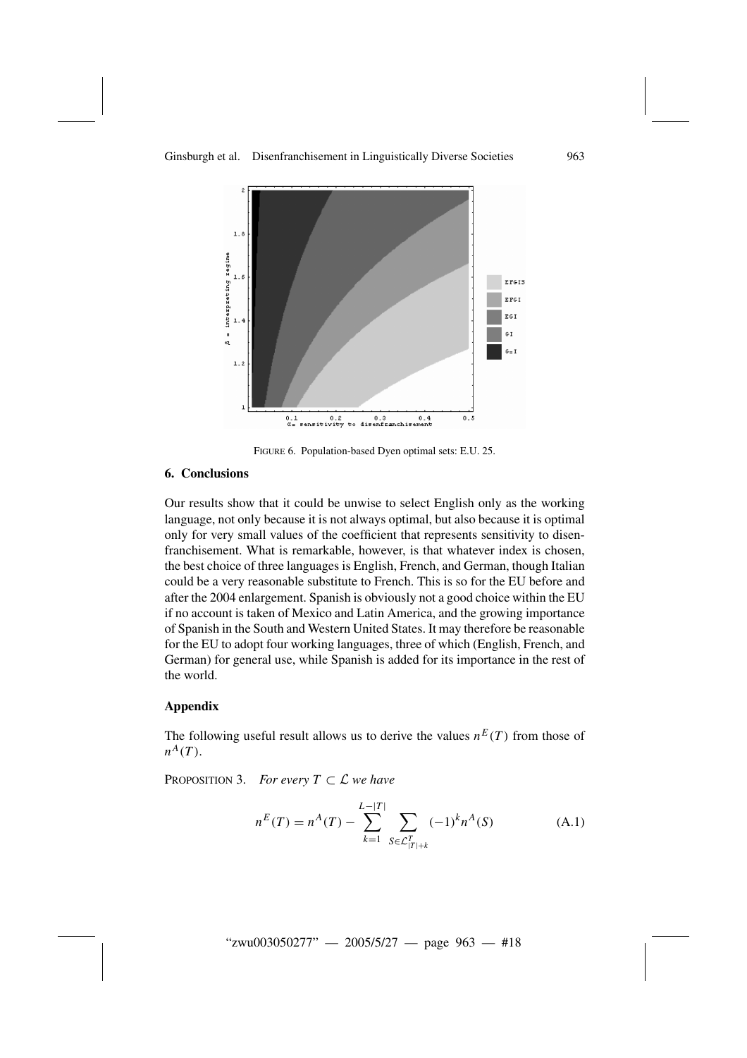FIGURE 6. Population-based Dyen optimal sets: E.U. 25.

## 6. Conclusions

Our results show that it could be unwise to select English only as the working language, not only because it is not always optimal, but also because it is optimal only for very small values of the coefficient that represents sensitivity to disenfranchisement. What is remarkable, however, is that whatever index is chosen, the best choice of three languages is English, French, and German, though Italian could be a very reasonable substitute to French. This is so for the EU before and after the 2004 enlargement. Spanish is obviously not a good choice within the EU if no account is taken of Mexico and Latin America, and the growing importance of Spanish in the South and Western United States. It may therefore be reasonable for the EU to adopt four working languages, three of which (English, French, and German) for general use, while Spanish is added for its importance in the rest of the world.

## Appendix

The following useful result allows us to derive the values $n^E(T)$ from those of $n^A(T)$.

PROPOSITION 3. *For every $T \subset \mathcal{L}$ we have*

$$n^E(T) = n^A(T) - \sum_{k=1}^{L-|T|} \sum_{S \in \mathcal{L}^T_{|T|+k}} (-1)^k n^A(S) \tag{A.1}$$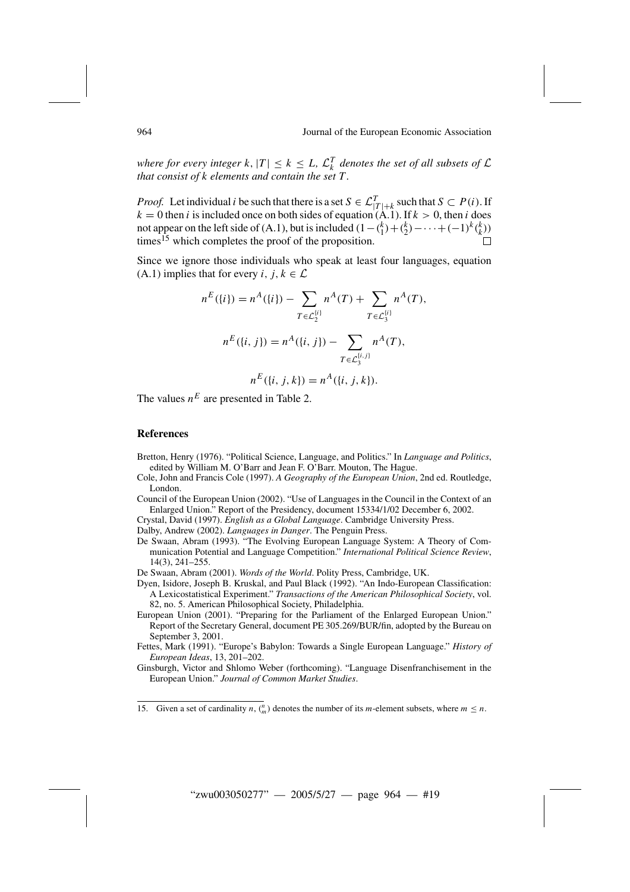*where for every integer $k$, $|T| \leq k \leq L$, $\mathcal{L}_k^T$ denotes the set of all subsets of $\mathcal{L}$ that consist of $k$ elements and contain the set $T$.*

*Proof.* Let individual $i$ be such that there is a set $S \in \mathcal{L}_{|T|+k}^T$ such that $S \subset P(i)$. If $k = 0$ then $i$ is included once on both sides of equation (A.1). If $k > 0$, then $i$ does not appear on the left side of (A.1), but is included $(1 - \binom{k}{1} + \binom{k}{2} - \cdots + (-1)^k \binom{k}{k})$ times[15] which completes the proof of the proposition. □

Since we ignore those individuals who speak at least four languages, equation (A.1) implies that for every $i, j, k \in \mathcal{L}$

$$n^E(\{i\}) = n^A(\{i\}) - \sum_{T \in \mathcal{L}_2^{\{i\}}} n^A(T) + \sum_{T \in \mathcal{L}_3^{\{i\}}} n^A(T),$$

$$n^E(\{i, j\}) = n^A(\{i, j\}) - \sum_{T \in \mathcal{L}_3^{\{i,j\}}} n^A(T),$$

$$n^E(\{i, j, k\}) = n^A(\{i, j, k\}).$$

The values $n^E$ are presented in Table 2.

## References

Bretton, Henry (1976). "Political Science, Language, and Politics." In *Language and Politics*, edited by William M. O'Barr and Jean F. O'Barr. Mouton, The Hague.

Cole, John and Francis Cole (1997). *A Geography of the European Union*, 2nd ed. Routledge, London.

Council of the European Union (2002). "Use of Languages in the Council in the Context of an Enlarged Union." Report of the Presidency, document 15334/1/02 December 6, 2002.

Crystal, David (1997). *English as a Global Language*. Cambridge University Press.

Dalby, Andrew (2002). *Languages in Danger*. The Penguin Press.

De Swaan, Abram (1993). "The Evolving European Language System: A Theory of Communication Potential and Language Competition." *International Political Science Review*, 14(3), 241–255.

De Swaan, Abram (2001). *Words of the World*. Polity Press, Cambridge, UK.

Dyen, Isidore, Joseph B. Kruskal, and Paul Black (1992). "An Indo-European Classification: A Lexicostatistical Experiment." *Transactions of the American Philosophical Society*, vol. 82, no. 5. American Philosophical Society, Philadelphia.

European Union (2001). "Preparing for the Parliament of the Enlarged European Union." Report of the Secretary General, document PE 305.269/BUR/fin, adopted by the Bureau on September 3, 2001.

Fettes, Mark (1991). "Europe's Babylon: Towards a Single European Language." *History of European Ideas*, 13, 201–202.

Ginsburgh, Victor and Shlomo Weber (forthcoming). "Language Disenfranchisement in the European Union." *Journal of Common Market Studies*.

15. Given a set of cardinality $n$, $\binom{n}{m}$ denotes the number of its $m$-element subsets, where $m \leq n$.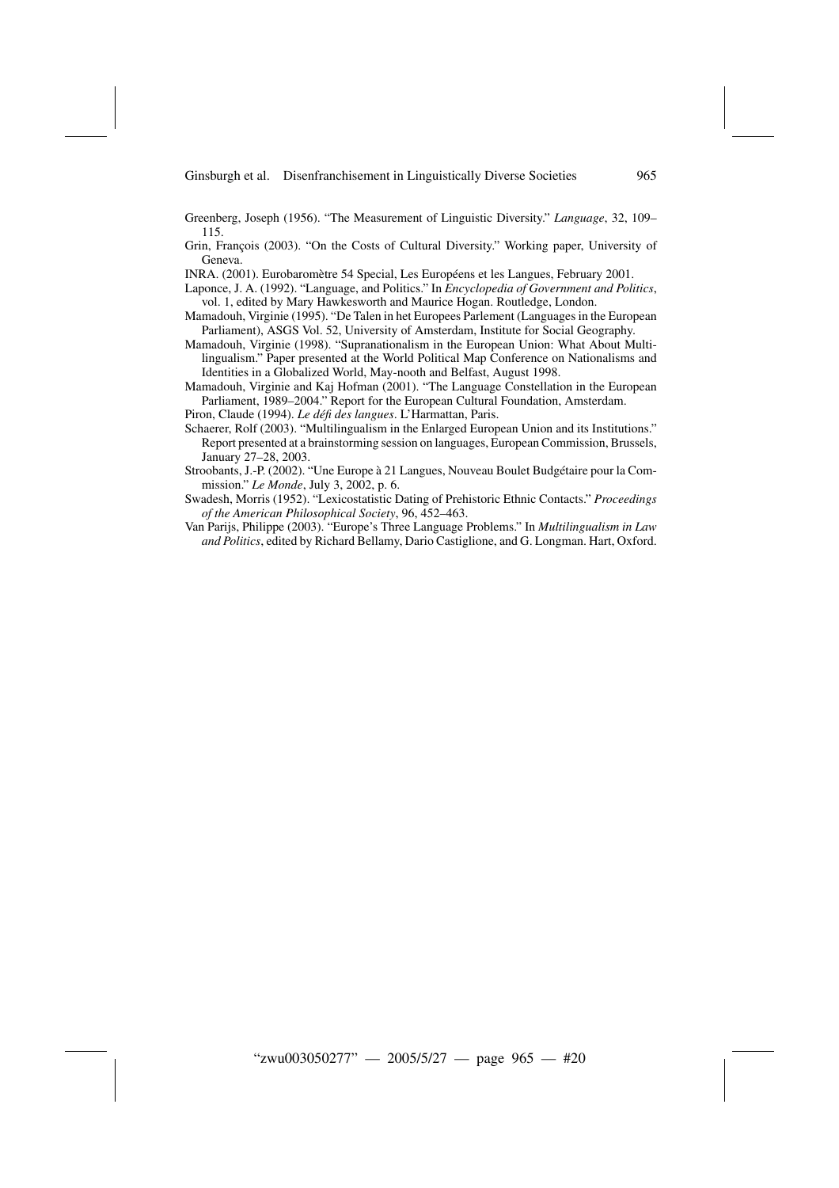Greenberg, Joseph (1956). "The Measurement of Linguistic Diversity." *Language*, 32, 109–115.

Grin, François (2003). "On the Costs of Cultural Diversity." Working paper, University of Geneva.

INRA. (2001). Eurobaromètre 54 Special, Les Européens et les Langues, February 2001.

Laponce, J. A. (1992). "Language, and Politics." In *Encyclopedia of Government and Politics*, vol. 1, edited by Mary Hawkesworth and Maurice Hogan. Routledge, London.

Mamadouh, Virginie (1995). "De Talen in het Europees Parlement (Languages in the European Parliament), ASGS Vol. 52, University of Amsterdam, Institute for Social Geography.

Mamadouh, Virginie (1998). "Supranationalism in the European Union: What About Multilingualism." Paper presented at the World Political Map Conference on Nationalisms and Identities in a Globalized World, May-nooth and Belfast, August 1998.

Mamadouh, Virginie and Kaj Hofman (2001). "The Language Constellation in the European Parliament, 1989–2004." Report for the European Cultural Foundation, Amsterdam.

Piron, Claude (1994). *Le défi des langues*. L'Harmattan, Paris.

Schaerer, Rolf (2003). "Multilingualism in the Enlarged European Union and its Institutions." Report presented at a brainstorming session on languages, European Commission, Brussels, January 27–28, 2003.

Stroobants, J.-P. (2002). "Une Europe à 21 Langues, Nouveau Boulet Budgétaire pour la Commission." *Le Monde*, July 3, 2002, p. 6.

Swadesh, Morris (1952). "Lexicostatistic Dating of Prehistoric Ethnic Contacts." *Proceedings of the American Philosophical Society*, 96, 452–463.

Van Parijs, Philippe (2003). "Europe's Three Language Problems." In *Multilingualism in Law and Politics*, edited by Richard Bellamy, Dario Castiglione, and G. Longman. Hart, Oxford.